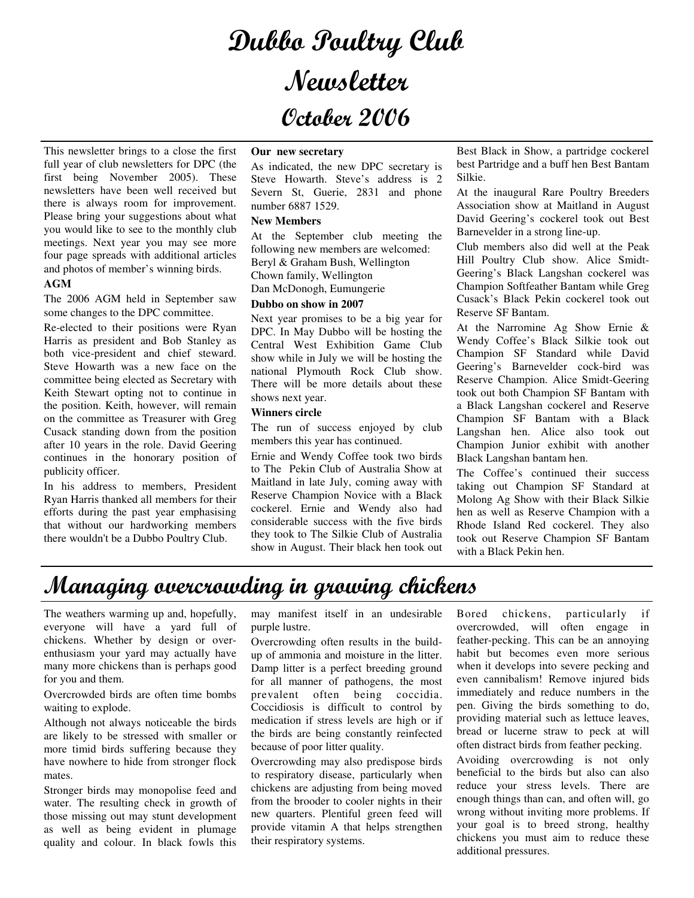# Dubbo Poultry Club Newsletter October 2006

This newsletter brings to a close the first full year of club newsletters for DPC (the first being November 2005). These newsletters have been well received but there is always room for improvement. Please bring your suggestions about what you would like to see to the monthly club meetings. Next year you may see more four page spreads with additional articles and photos of member's winning birds.

**AGM**

The 2006 AGM held in September saw some changes to the DPC committee.

Re-elected to their positions were Ryan Harris as president and Bob Stanley as both vice-president and chief steward. Steve Howarth was a new face on the committee being elected as Secretary with Keith Stewart opting not to continue in the position. Keith, however, will remain on the committee as Treasurer with Greg Cusack standing down from the position after 10 years in the role. David Geering continues in the honorary position of publicity officer.

In his address to members, President Ryan Harris thanked all members for their efforts during the past year emphasising that without our hardworking members there wouldn't be a Dubbo Poultry Club.

**Our new secretary**

As indicated, the new DPC secretary is Steve Howarth. Steve's address is 2 Severn St, Guerie, 2831 and phone number 6887 1529.

**New Members**

At the September club meeting the following new members are welcomed:
Beryl & Graham Bush, Wellington
Chown family, Wellington
Dan McDonogh, Eumungerie

**Dubbo on show in 2007**

Next year promises to be a big year for DPC. In May Dubbo will be hosting the Central West Exhibition Game Club show while in July we will be hosting the national Plymouth Rock Club show. There will be more details about these shows next year.

**Winners circle**

The run of success enjoyed by club members this year has continued.

Ernie and Wendy Coffee took two birds to The Pekin Club of Australia Show at Maitland in late July, coming away with Reserve Champion Novice with a Black cockerel. Ernie and Wendy also had considerable success with the five birds they took to The Silkie Club of Australia show in August. Their black hen took out Best Black in Show, a partridge cockerel best Partridge and a buff hen Best Bantam Silkie.

At the inaugural Rare Poultry Breeders Association show at Maitland in August David Geering's cockerel took out Best Barnevelder in a strong line-up.

Club members also did well at the Peak Hill Poultry Club show. Alice Smidt-Geering's Black Langshan cockerel was Champion Softfeather Bantam while Greg Cusack's Black Pekin cockerel took out Reserve SF Bantam.

At the Narromine Ag Show Ernie & Wendy Coffee's Black Silkie took out Champion SF Standard while David Geering's Barnevelder cock-bird was Reserve Champion. Alice Smidt-Geering took out both Champion SF Bantam with a Black Langshan cockerel and Reserve Champion SF Bantam with a Black Langshan hen. Alice also took out Champion Junior exhibit with another Black Langshan bantam hen.

The Coffee's continued their success taking out Champion SF Standard at Molong Ag Show with their Black Silkie hen as well as Reserve Champion with a Rhode Island Red cockerel. They also took out Reserve Champion SF Bantam with a Black Pekin hen.

## Managing overcrowding in growing chickens

The weathers warming up and, hopefully, everyone will have a yard full of chickens. Whether by design or over-enthusiasm your yard may actually have many more chickens than is perhaps good for you and them.

Overcrowded birds are often time bombs waiting to explode.

Although not always noticeable the birds are likely to be stressed with smaller or more timid birds suffering because they have nowhere to hide from stronger flock mates.

Stronger birds may monopolise feed and water. The resulting check in growth of those missing out may stunt development as well as being evident in plumage quality and colour. In black fowls this may manifest itself in an undesirable purple lustre.

Overcrowding often results in the build-up of ammonia and moisture in the litter. Damp litter is a perfect breeding ground for all manner of pathogens, the most prevalent often being coccidia. Coccidiosis is difficult to control by medication if stress levels are high or if the birds are being constantly reinfected because of poor litter quality.

Overcrowding may also predispose birds to respiratory disease, particularly when chickens are adjusting from being moved from the brooder to cooler nights in their new quarters. Plentiful green feed will provide vitamin A that helps strengthen their respiratory systems.

Bored chickens, particularly if overcrowded, will often engage in feather-pecking. This can be an annoying habit but becomes even more serious when it develops into severe pecking and even cannibalism! Remove injured bids immediately and reduce numbers in the pen. Giving the birds something to do, providing material such as lettuce leaves, bread or lucerne straw to peck at will often distract birds from feather pecking.

Avoiding overcrowding is not only beneficial to the birds but also can also reduce your stress levels. There are enough things than can, and often will, go wrong without inviting more problems. If your goal is to breed strong, healthy chickens you must aim to reduce these additional pressures.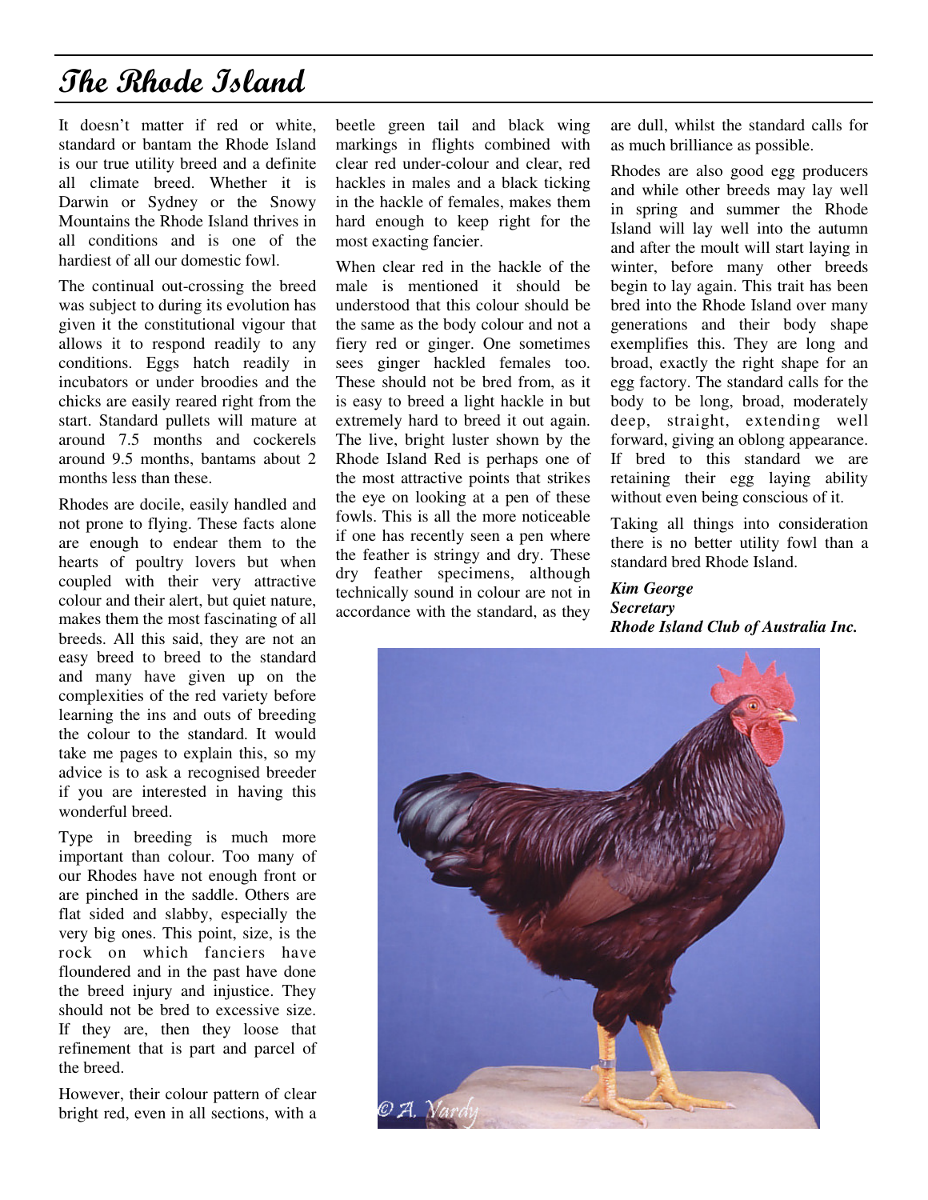# The Rhode Island

It doesn't matter if red or white, standard or bantam the Rhode Island is our true utility breed and a definite all climate breed. Whether it is Darwin or Sydney or the Snowy Mountains the Rhode Island thrives in all conditions and is one of the hardiest of all our domestic fowl.

The continual out-crossing the breed was subject to during its evolution has given it the constitutional vigour that allows it to respond readily to any conditions. Eggs hatch readily in incubators or under broodies and the chicks are easily reared right from the start. Standard pullets will mature at around 7.5 months and cockerels around 9.5 months, bantams about 2 months less than these.

Rhodes are docile, easily handled and not prone to flying. These facts alone are enough to endear them to the hearts of poultry lovers but when coupled with their very attractive colour and their alert, but quiet nature, makes them the most fascinating of all breeds. All this said, they are not an easy breed to breed to the standard and many have given up on the complexities of the red variety before learning the ins and outs of breeding the colour to the standard. It would take me pages to explain this, so my advice is to ask a recognised breeder if you are interested in having this wonderful breed.

Type in breeding is much more important than colour. Too many of our Rhodes have not enough front or are pinched in the saddle. Others are flat sided and slabby, especially the very big ones. This point, size, is the rock on which fanciers have floundered and in the past have done the breed injury and injustice. They should not be bred to excessive size. If they are, then they loose that refinement that is part and parcel of the breed.

However, their colour pattern of clear bright red, even in all sections, with a beetle green tail and black wing markings in flights combined with clear red under-colour and clear, red hackles in males and a black ticking in the hackle of females, makes them hard enough to keep right for the most exacting fancier.

When clear red in the hackle of the male is mentioned it should be understood that this colour should be the same as the body colour and not a fiery red or ginger. One sometimes sees ginger hackled females too. These should not be bred from, as it is easy to breed a light hackle in but extremely hard to breed it out again. The live, bright luster shown by the Rhode Island Red is perhaps one of the most attractive points that strikes the eye on looking at a pen of these fowls. This is all the more noticeable if one has recently seen a pen where the feather is stringy and dry. These dry feather specimens, although technically sound in colour are not in accordance with the standard, as they are dull, whilst the standard calls for as much brilliance as possible.

Rhodes are also good egg producers and while other breeds may lay well in spring and summer the Rhode Island will lay well into the autumn and after the moult will start laying in winter, before many other breeds begin to lay again. This trait has been bred into the Rhode Island over many generations and their body shape exemplifies this. They are long and broad, exactly the right shape for an egg factory. The standard calls for the body to be long, broad, moderately deep, straight, extending well forward, giving an oblong appearance. If bred to this standard we are retaining their egg laying ability without even being conscious of it.

Taking all things into consideration there is no better utility fowl than a standard bred Rhode Island.

***Kim George***
***Secretary***
***Rhode Island Club of Australia Inc.***

© A. Vardy